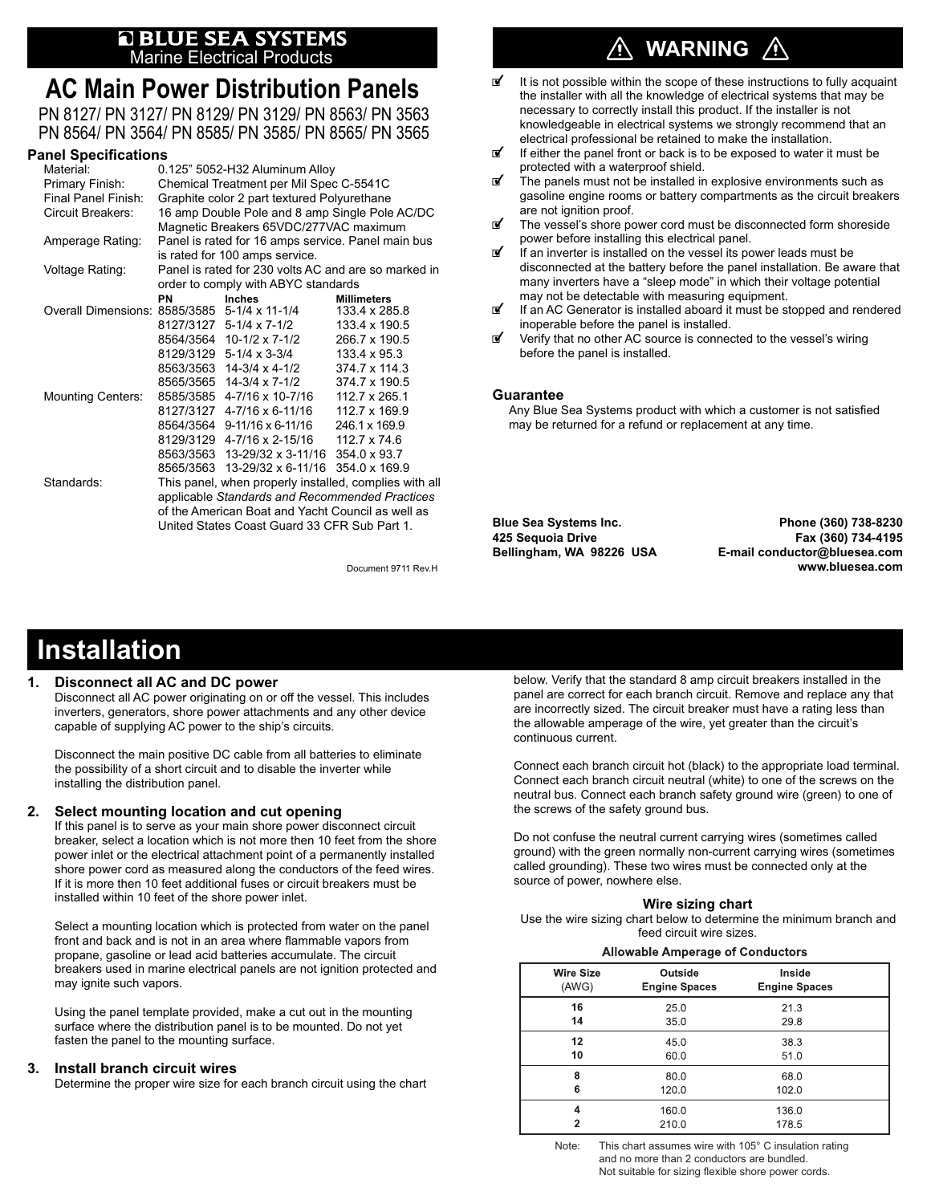# BLUE SEA SYSTEMS

Marine Electrical Products

# AC Main Power Distribution Panels

PN 8127/ PN 3127/ PN 8129/ PN 3129/ PN 8563/ PN 3563
PN 8564/ PN 3564/ PN 8585/ PN 3585/ PN 8565/ PN 3565

## Panel Specifications

| | | | |
|---|---|---|---|
| Material: | 0.125" 5052-H32 Aluminum Alloy | | |
| Primary Finish: | Chemical Treatment per Mil Spec C-5541C | | |
| Final Panel Finish: | Graphite color 2 part textured Polyurethane | | |
| Circuit Breakers: | 16 amp Double Pole and 8 amp Single Pole AC/DC Magnetic Breakers 65VDC/277VAC maximum | | |
| Amperage Rating: | Panel is rated for 16 amps service. Panel main bus is rated for 100 amps service. | | |
| Voltage Rating: | Panel is rated for 230 volts AC and are so marked in order to comply with ABYC standards | | |
| | **PN** | **Inches** | **Millimeters** |
| Overall Dimensions: | 8585/3585 | 5-1/4 x 11-1/4 | 133.4 x 285.8 |
| | 8127/3127 | 5-1/4 x 7-1/2 | 133.4 x 190.5 |
| | 8564/3564 | 10-1/2 x 7-1/2 | 266.7 x 190.5 |
| | 8129/3129 | 5-1/4 x 3-3/4 | 133.4 x 95.3 |
| | 8563/3563 | 14-3/4 x 4-1/2 | 374.7 x 114.3 |
| | 8565/3565 | 14-3/4 x 7-1/2 | 374.7 x 190.5 |
| Mounting Centers: | 8585/3585 | 4-7/16 x 10-7/16 | 112.7 x 265.1 |
| | 8127/3127 | 4-7/16 x 6-11/16 | 112.7 x 169.9 |
| | 8564/3564 | 9-11/16 x 6-11/16 | 246.1 x 169.9 |
| | 8129/3129 | 4-7/16 x 2-15/16 | 112.7 x 74.6 |
| | 8563/3563 | 13-29/32 x 3-11/16 | 354.0 x 93.7 |
| | 8565/3563 | 13-29/32 x 6-11/16 | 354.0 x 169.9 |
| Standards: | This panel, when properly installed, complies with all applicable *Standards and Recommended Practices* of the American Boat and Yacht Council as well as United States Coast Guard 33 CFR Sub Part 1. | | |

Document 9711 Rev.H

## ⚠ WARNING ⚠

- It is not possible within the scope of these instructions to fully acquaint the installer with all the knowledge of electrical systems that may be necessary to correctly install this product. If the installer is not knowledgeable in electrical systems we strongly recommend that an electrical professional be retained to make the installation.
- If either the panel front or back is to be exposed to water it must be protected with a waterproof shield.
- The panels must not be installed in explosive environments such as gasoline engine rooms or battery compartments as the circuit breakers are not ignition proof.
- The vessel's shore power cord must be disconnected form shoreside power before installing this electrical panel.
- If an inverter is installed on the vessel its power leads must be disconnected at the battery before the panel installation. Be aware that many inverters have a "sleep mode" in which their voltage potential may not be detectable with measuring equipment.
- If an AC Generator is installed aboard it must be stopped and rendered inoperable before the panel is installed.
- Verify that no other AC source is connected to the vessel's wiring before the panel is installed.

### Guarantee

Any Blue Sea Systems product with which a customer is not satisfied may be returned for a refund or replacement at any time.

**Blue Sea Systems Inc.**
**425 Sequoia Drive**
**Bellingham, WA 98226 USA**

**Phone (360) 738-8230**
**Fax (360) 734-4195**
**E-mail conductor@bluesea.com**
**www.bluesea.com**

# Installation

### 1. Disconnect all AC and DC power

Disconnect all AC power originating on or off the vessel. This includes inverters, generators, shore power attachments and any other device capable of supplying AC power to the ship's circuits.

Disconnect the main positive DC cable from all batteries to eliminate the possibility of a short circuit and to disable the inverter while installing the distribution panel.

### 2. Select mounting location and cut opening

If this panel is to serve as your main shore power disconnect circuit breaker, select a location which is not more then 10 feet from the shore power inlet or the electrical attachment point of a permanently installed shore power cord as measured along the conductors of the feed wires. If it is more then 10 feet additional fuses or circuit breakers must be installed within 10 feet of the shore power inlet.

Select a mounting location which is protected from water on the panel front and back and is not in an area where flammable vapors from propane, gasoline or lead acid batteries accumulate. The circuit breakers used in marine electrical panels are not ignition protected and may ignite such vapors.

Using the panel template provided, make a cut out in the mounting surface where the distribution panel is to be mounted. Do not yet fasten the panel to the mounting surface.

### 3. Install branch circuit wires

Determine the proper wire size for each branch circuit using the chart below. Verify that the standard 8 amp circuit breakers installed in the panel are correct for each branch circuit. Remove and replace any that are incorrectly sized. The circuit breaker must have a rating less than the allowable amperage of the wire, yet greater than the circuit's continuous current.

Connect each branch circuit hot (black) to the appropriate load terminal. Connect each branch circuit neutral (white) to one of the screws on the neutral bus. Connect each branch safety ground wire (green) to one of the screws of the safety ground bus.

Do not confuse the neutral current carrying wires (sometimes called ground) with the green normally non-current carrying wires (sometimes called grounding). These two wires must be connected only at the source of power, nowhere else.

**Wire sizing chart**

Use the wire sizing chart below to determine the minimum branch and feed circuit wire sizes.

**Allowable Amperage of Conductors**

| Wire Size (AWG) | Outside Engine Spaces | Inside Engine Spaces |
|---|---|---|
| 16 | 25.0 | 21.3 |
| 14 | 35.0 | 29.8 |
| 12 | 45.0 | 38.3 |
| 10 | 60.0 | 51.0 |
| 8 | 80.0 | 68.0 |
| 6 | 120.0 | 102.0 |
| 4 | 160.0 | 136.0 |
| 2 | 210.0 | 178.5 |

Note: This chart assumes wire with 105° C insulation rating and no more than 2 conductors are bundled. Not suitable for sizing flexible shore power cords.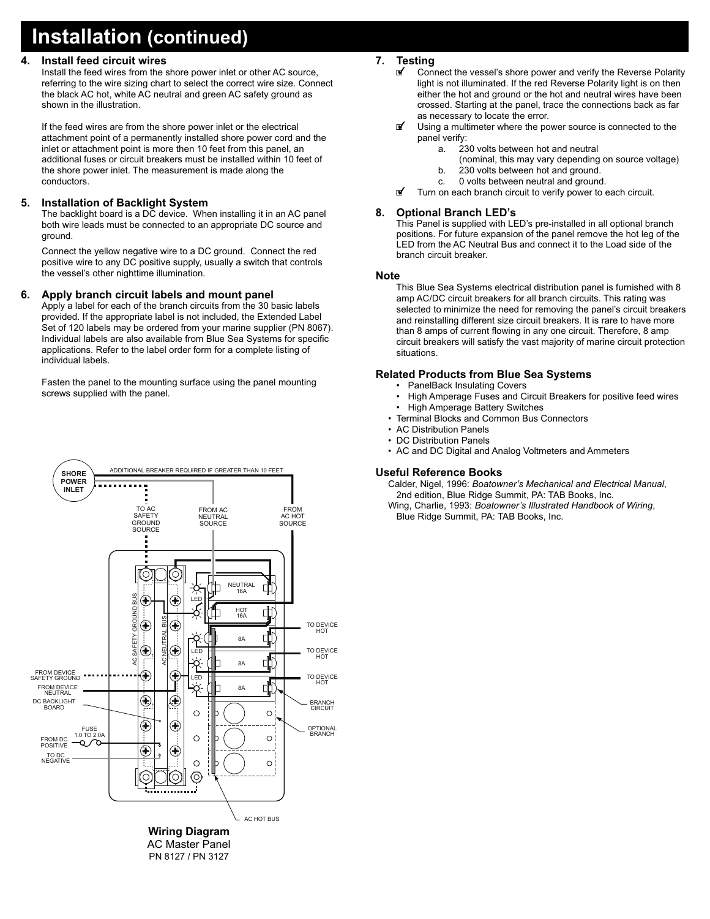# Installation (continued)

## 4. Install feed circuit wires

Install the feed wires from the shore power inlet or other AC source, referring to the wire sizing chart to select the correct wire size. Connect the black AC hot, white AC neutral and green AC safety ground as shown in the illustration.

If the feed wires are from the shore power inlet or the electrical attachment point of a permanently installed shore power cord and the inlet or attachment point is more then 10 feet from this panel, an additional fuses or circuit breakers must be installed within 10 feet of the shore power inlet. The measurement is made along the conductors.

## 5. Installation of Backlight System

The backlight board is a DC device. When installing it in an AC panel both wire leads must be connected to an appropriate DC source and ground.

Connect the yellow negative wire to a DC ground. Connect the red positive wire to any DC positive supply, usually a switch that controls the vessel's other nighttime illumination.

## 6. Apply branch circuit labels and mount panel

Apply a label for each of the branch circuits from the 30 basic labels provided. If the appropriate label is not included, the Extended Label Set of 120 labels may be ordered from your marine supplier (PN 8067). Individual labels are also available from Blue Sea Systems for specific applications. Refer to the label order form for a complete listing of individual labels.

Fasten the panel to the mounting surface using the panel mounting screws supplied with the panel.

SHORE POWER INLET
ADDITIONAL BREAKER REQUIRED IF GREATER THAN 10 FEET
TO AC SAFETY GROUND SOURCE
FROM AC NEUTRAL SOURCE
FROM AC HOT SOURCE
AC SAFETY GROUND BUS
AC NEUTRAL BUS
LED
NEUTRAL 16A
HOT 16A
8A
8A
8A
TO DEVICE HOT
TO DEVICE HOT
TO DEVICE HOT
BRANCH CIRCUIT
OPTIONAL BRANCH
FROM DEVICE SAFETY GROUND
FROM DEVICE NEUTRAL
DC BACKLIGHT BOARD
FUSE 1.0 TO 2.0A
FROM DC POSITIVE
TO DC NEGATIVE
AC HOT BUS

**Wiring Diagram**
AC Master Panel
PN 8127 / PN 3127

## 7. Testing

- ☑ Connect the vessel's shore power and verify the Reverse Polarity light is not illuminated. If the red Reverse Polarity light is on then either the hot and ground or the hot and neutral wires have been crossed. Starting at the panel, trace the connections back as far as necessary to locate the error.
- ☑ Using a multimeter where the power source is connected to the panel verify:
  a. 230 volts between hot and neutral (nominal, this may vary depending on source voltage)
  b. 230 volts between hot and ground.
  c. 0 volts between neutral and ground.
- ☑ Turn on each branch circuit to verify power to each circuit.

## 8. Optional Branch LED's

This Panel is supplied with LED's pre-installed in all optional branch positions. For future expansion of the panel remove the hot leg of the LED from the AC Neutral Bus and connect it to the Load side of the branch circuit breaker.

## Note

This Blue Sea Systems electrical distribution panel is furnished with 8 amp AC/DC circuit breakers for all branch circuits. This rating was selected to minimize the need for removing the panel's circuit breakers and reinstalling different size circuit breakers. It is rare to have more than 8 amps of current flowing in any one circuit. Therefore, 8 amp circuit breakers will satisfy the vast majority of marine circuit protection situations.

## Related Products from Blue Sea Systems

- PanelBack Insulating Covers
- High Amperage Fuses and Circuit Breakers for positive feed wires
- High Amperage Battery Switches
- Terminal Blocks and Common Bus Connectors
- AC Distribution Panels
- DC Distribution Panels
- AC and DC Digital and Analog Voltmeters and Ammeters

## Useful Reference Books

Calder, Nigel, 1996: *Boatowner's Mechanical and Electrical Manual*, 2nd edition, Blue Ridge Summit, PA: TAB Books, Inc.

Wing, Charlie, 1993: *Boatowner's Illustrated Handbook of Wiring*, Blue Ridge Summit, PA: TAB Books, Inc.